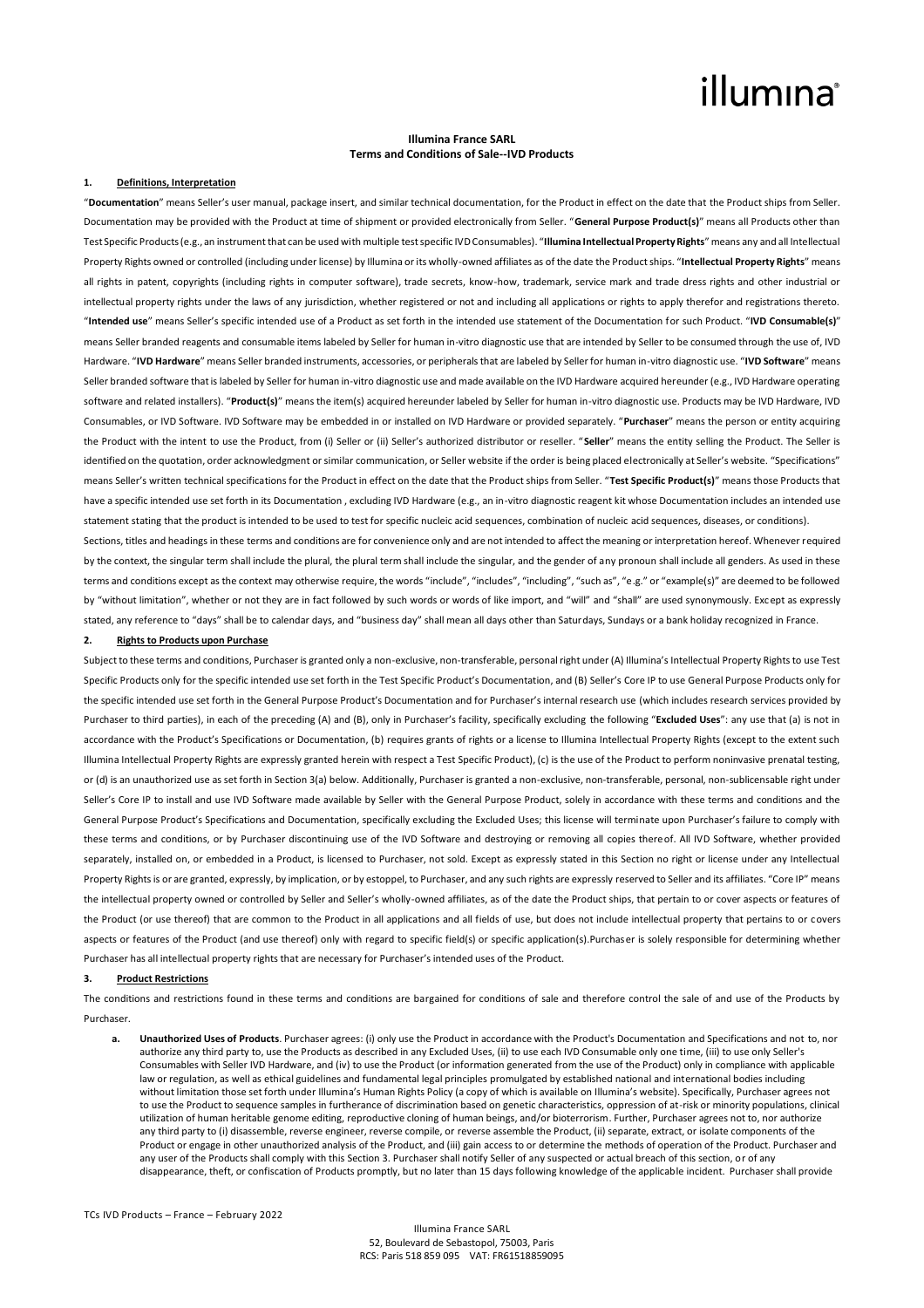# illumina

**Illumina France SARL**
**Terms and Conditions of Sale--IVD Products**

## 1. Definitions, Interpretation

"**Documentation**" means Seller's user manual, package insert, and similar technical documentation, for the Product in effect on the date that the Product ships from Seller. Documentation may be provided with the Product at time of shipment or provided electronically from Seller. "**General Purpose Product(s)**" means all Products other than Test Specific Products (e.g., an instrument that can be used with multiple test specific IVD Consumables). "**Illumina Intellectual Property Rights**" means any and all Intellectual Property Rights owned or controlled (including under license) by Illumina or its wholly-owned affiliates as of the date the Product ships. "**Intellectual Property Rights**" means all rights in patent, copyrights (including rights in computer software), trade secrets, know-how, trademark, service mark and trade dress rights and other industrial or intellectual property rights under the laws of any jurisdiction, whether registered or not and including all applications or rights to apply therefor and registrations thereto. "**Intended use**" means Seller's specific intended use of a Product as set forth in the intended use statement of the Documentation for such Product. "**IVD Consumable(s)**" means Seller branded reagents and consumable items labeled by Seller for human in-vitro diagnostic use that are intended by Seller to be consumed through the use of, IVD Hardware. "**IVD Hardware**" means Seller branded instruments, accessories, or peripherals that are labeled by Seller for human in-vitro diagnostic use. "**IVD Software**" means Seller branded software that is labeled by Seller for human in-vitro diagnostic use and made available on the IVD Hardware acquired hereunder (e.g., IVD Hardware operating software and related installers). "**Product(s)**" means the item(s) acquired hereunder labeled by Seller for human in-vitro diagnostic use. Products may be IVD Hardware, IVD Consumables, or IVD Software. IVD Software may be embedded in or installed on IVD Hardware or provided separately. "**Purchaser**" means the person or entity acquiring the Product with the intent to use the Product, from (i) Seller or (ii) Seller's authorized distributor or reseller. "**Seller**" means the entity selling the Product. The Seller is identified on the quotation, order acknowledgment or similar communication, or Seller website if the order is being placed electronically at Seller's website. "Specifications" means Seller's written technical specifications for the Product in effect on the date that the Product ships from Seller. "**Test Specific Product(s)**" means those Products that have a specific intended use set forth in its Documentation , excluding IVD Hardware (e.g., an in-vitro diagnostic reagent kit whose Documentation includes an intended use statement stating that the product is intended to be used to test for specific nucleic acid sequences, combination of nucleic acid sequences, diseases, or conditions).

Sections, titles and headings in these terms and conditions are for convenience only and are not intended to affect the meaning or interpretation hereof. Whenever required by the context, the singular term shall include the plural, the plural term shall include the singular, and the gender of any pronoun shall include all genders. As used in these terms and conditions except as the context may otherwise require, the words "include", "includes", "including", "such as", "e.g." or "example(s)" are deemed to be followed by "without limitation", whether or not they are in fact followed by such words or words of like import, and "will" and "shall" are used synonymously. Except as expressly stated, any reference to "days" shall be to calendar days, and "business day" shall mean all days other than Saturdays, Sundays or a bank holiday recognized in France.

## 2. Rights to Products upon Purchase

Subject to these terms and conditions, Purchaser is granted only a non-exclusive, non-transferable, personal right under (A) Illumina's Intellectual Property Rights to use Test Specific Products only for the specific intended use set forth in the Test Specific Product's Documentation, and (B) Seller's Core IP to use General Purpose Products only for the specific intended use set forth in the General Purpose Product's Documentation and for Purchaser's internal research use (which includes research services provided by Purchaser to third parties), in each of the preceding (A) and (B), only in Purchaser's facility, specifically excluding the following "**Excluded Uses**": any use that (a) is not in accordance with the Product's Specifications or Documentation, (b) requires grants of rights or a license to Illumina Intellectual Property Rights (except to the extent such Illumina Intellectual Property Rights are expressly granted herein with respect a Test Specific Product), (c) is the use of the Product to perform noninvasive prenatal testing, or (d) is an unauthorized use as set forth in Section 3(a) below. Additionally, Purchaser is granted a non-exclusive, non-transferable, personal, non-sublicensable right under Seller's Core IP to install and use IVD Software made available by Seller with the General Purpose Product, solely in accordance with these terms and conditions and the General Purpose Product's Specifications and Documentation, specifically excluding the Excluded Uses; this license will terminate upon Purchaser's failure to comply with these terms and conditions, or by Purchaser discontinuing use of the IVD Software and destroying or removing all copies thereof. All IVD Software, whether provided separately, installed on, or embedded in a Product, is licensed to Purchaser, not sold. Except as expressly stated in this Section no right or license under any Intellectual Property Rights is or are granted, expressly, by implication, or by estoppel, to Purchaser, and any such rights are expressly reserved to Seller and its affiliates. "Core IP" means the intellectual property owned or controlled by Seller and Seller's wholly-owned affiliates, as of the date the Product ships, that pertain to or cover aspects or features of the Product (or use thereof) that are common to the Product in all applications and all fields of use, but does not include intellectual property that pertains to or covers aspects or features of the Product (and use thereof) only with regard to specific field(s) or specific application(s).Purchaser is solely responsible for determining whether Purchaser has all intellectual property rights that are necessary for Purchaser's intended uses of the Product.

## 3. Product Restrictions

The conditions and restrictions found in these terms and conditions are bargained for conditions of sale and therefore control the sale of and use of the Products by Purchaser.

a. **Unauthorized Uses of Products**. Purchaser agrees: (i) only use the Product in accordance with the Product's Documentation and Specifications and not to, nor authorize any third party to, use the Products as described in any Excluded Uses, (ii) to use each IVD Consumable only one time, (iii) to use only Seller's Consumables with Seller IVD Hardware, and (iv) to use the Product (or information generated from the use of the Product) only in compliance with applicable law or regulation, as well as ethical guidelines and fundamental legal principles promulgated by established national and international bodies including without limitation those set forth under Illumina's Human Rights Policy (a copy of which is available on Illumina's website). Specifically, Purchaser agrees not to use the Product to sequence samples in furtherance of discrimination based on genetic characteristics, oppression of at-risk or minority populations, clinical utilization of human heritable genome editing, reproductive cloning of human beings, and/or bioterrorism. Further, Purchaser agrees not to, nor authorize any third party to (i) disassemble, reverse engineer, reverse compile, or reverse assemble the Product, (ii) separate, extract, or isolate components of the Product or engage in other unauthorized analysis of the Product, and (iii) gain access to or determine the methods of operation of the Product. Purchaser and any user of the Products shall comply with this Section 3. Purchaser shall notify Seller of any suspected or actual breach of this section, or of any disappearance, theft, or confiscation of Products promptly, but no later than 15 days following knowledge of the applicable incident. Purchaser shall provide

TCs IVD Products – France – February 2022

Illumina France SARL
52, Boulevard de Sebastopol, 75003, Paris
RCS: Paris 518 859 095 VAT: FR61518859095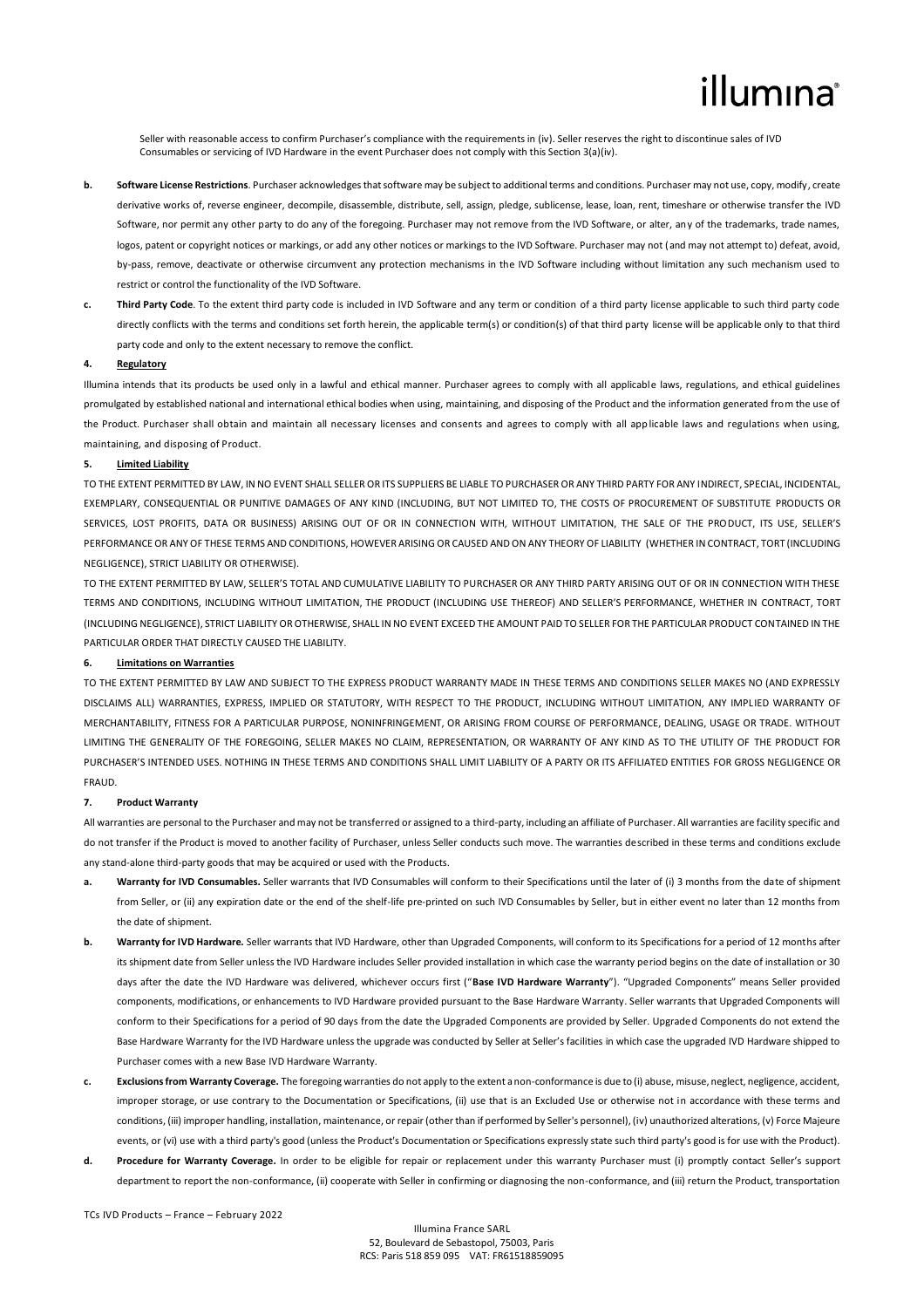Seller with reasonable access to confirm Purchaser's compliance with the requirements in (iv). Seller reserves the right to discontinue sales of IVD Consumables or servicing of IVD Hardware in the event Purchaser does not comply with this Section 3(a)(iv).

- **b. Software License Restrictions**. Purchaser acknowledges that software may be subject to additional terms and conditions. Purchaser may not use, copy, modify, create derivative works of, reverse engineer, decompile, disassemble, distribute, sell, assign, pledge, sublicense, lease, loan, rent, timeshare or otherwise transfer the IVD Software, nor permit any other party to do any of the foregoing. Purchaser may not remove from the IVD Software, or alter, any of the trademarks, trade names, logos, patent or copyright notices or markings, or add any other notices or markings to the IVD Software. Purchaser may not (and may not attempt to) defeat, avoid, by-pass, remove, deactivate or otherwise circumvent any protection mechanisms in the IVD Software including without limitation any such mechanism used to restrict or control the functionality of the IVD Software.
- **c. Third Party Code**. To the extent third party code is included in IVD Software and any term or condition of a third party license applicable to such third party code directly conflicts with the terms and conditions set forth herein, the applicable term(s) or condition(s) of that third party license will be applicable only to that third party code and only to the extent necessary to remove the conflict.

**4. Regulatory**

Illumina intends that its products be used only in a lawful and ethical manner. Purchaser agrees to comply with all applicable laws, regulations, and ethical guidelines promulgated by established national and international ethical bodies when using, maintaining, and disposing of the Product and the information generated from the use of the Product. Purchaser shall obtain and maintain all necessary licenses and consents and agrees to comply with all applicable laws and regulations when using, maintaining, and disposing of Product.

**5. Limited Liability**

TO THE EXTENT PERMITTED BY LAW, IN NO EVENT SHALL SELLER OR ITS SUPPLIERS BE LIABLE TO PURCHASER OR ANY THIRD PARTY FOR ANY INDIRECT, SPECIAL, INCIDENTAL, EXEMPLARY, CONSEQUENTIAL OR PUNITIVE DAMAGES OF ANY KIND (INCLUDING, BUT NOT LIMITED TO, THE COSTS OF PROCUREMENT OF SUBSTITUTE PRODUCTS OR SERVICES, LOST PROFITS, DATA OR BUSINESS) ARISING OUT OF OR IN CONNECTION WITH, WITHOUT LIMITATION, THE SALE OF THE PRODUCT, ITS USE, SELLER'S PERFORMANCE OR ANY OF THESE TERMS AND CONDITIONS, HOWEVER ARISING OR CAUSED AND ON ANY THEORY OF LIABILITY (WHETHER IN CONTRACT, TORT (INCLUDING NEGLIGENCE), STRICT LIABILITY OR OTHERWISE).

TO THE EXTENT PERMITTED BY LAW, SELLER'S TOTAL AND CUMULATIVE LIABILITY TO PURCHASER OR ANY THIRD PARTY ARISING OUT OF OR IN CONNECTION WITH THESE TERMS AND CONDITIONS, INCLUDING WITHOUT LIMITATION, THE PRODUCT (INCLUDING USE THEREOF) AND SELLER'S PERFORMANCE, WHETHER IN CONTRACT, TORT (INCLUDING NEGLIGENCE), STRICT LIABILITY OR OTHERWISE, SHALL IN NO EVENT EXCEED THE AMOUNT PAID TO SELLER FOR THE PARTICULAR PRODUCT CONTAINED IN THE PARTICULAR ORDER THAT DIRECTLY CAUSED THE LIABILITY.

**6. Limitations on Warranties**

TO THE EXTENT PERMITTED BY LAW AND SUBJECT TO THE EXPRESS PRODUCT WARRANTY MADE IN THESE TERMS AND CONDITIONS SELLER MAKES NO (AND EXPRESSLY DISCLAIMS ALL) WARRANTIES, EXPRESS, IMPLIED OR STATUTORY, WITH RESPECT TO THE PRODUCT, INCLUDING WITHOUT LIMITATION, ANY IMPLIED WARRANTY OF MERCHANTABILITY, FITNESS FOR A PARTICULAR PURPOSE, NONINFRINGEMENT, OR ARISING FROM COURSE OF PERFORMANCE, DEALING, USAGE OR TRADE. WITHOUT LIMITING THE GENERALITY OF THE FOREGOING, SELLER MAKES NO CLAIM, REPRESENTATION, OR WARRANTY OF ANY KIND AS TO THE UTILITY OF THE PRODUCT FOR PURCHASER'S INTENDED USES. NOTHING IN THESE TERMS AND CONDITIONS SHALL LIMIT LIABILITY OF A PARTY OR ITS AFFILIATED ENTITIES FOR GROSS NEGLIGENCE OR FRAUD.

**7. Product Warranty**

All warranties are personal to the Purchaser and may not be transferred or assigned to a third-party, including an affiliate of Purchaser. All warranties are facility specific and do not transfer if the Product is moved to another facility of Purchaser, unless Seller conducts such move. The warranties described in these terms and conditions exclude any stand-alone third-party goods that may be acquired or used with the Products.

- **a. Warranty for IVD Consumables.** Seller warrants that IVD Consumables will conform to their Specifications until the later of (i) 3 months from the date of shipment from Seller, or (ii) any expiration date or the end of the shelf-life pre-printed on such IVD Consumables by Seller, but in either event no later than 12 months from the date of shipment.
- **b. Warranty for IVD Hardware.** Seller warrants that IVD Hardware, other than Upgraded Components, will conform to its Specifications for a period of 12 months after its shipment date from Seller unless the IVD Hardware includes Seller provided installation in which case the warranty period begins on the date of installation or 30 days after the date the IVD Hardware was delivered, whichever occurs first ("**Base IVD Hardware Warranty**"). "Upgraded Components" means Seller provided components, modifications, or enhancements to IVD Hardware provided pursuant to the Base Hardware Warranty. Seller warrants that Upgraded Components will conform to their Specifications for a period of 90 days from the date the Upgraded Components are provided by Seller. Upgraded Components do not extend the Base Hardware Warranty for the IVD Hardware unless the upgrade was conducted by Seller at Seller's facilities in which case the upgraded IVD Hardware shipped to Purchaser comes with a new Base IVD Hardware Warranty.
- **c. Exclusions from Warranty Coverage.** The foregoing warranties do not apply to the extent a non-conformance is due to (i) abuse, misuse, neglect, negligence, accident, improper storage, or use contrary to the Documentation or Specifications, (ii) use that is an Excluded Use or otherwise not in accordance with these terms and conditions, (iii) improper handling, installation, maintenance, or repair (other than if performed by Seller's personnel), (iv) unauthorized alterations, (v) Force Majeure events, or (vi) use with a third party's good (unless the Product's Documentation or Specifications expressly state such third party's good is for use with the Product).
- **d. Procedure for Warranty Coverage.** In order to be eligible for repair or replacement under this warranty Purchaser must (i) promptly contact Seller's support department to report the non-conformance, (ii) cooperate with Seller in confirming or diagnosing the non-conformance, and (iii) return the Product, transportation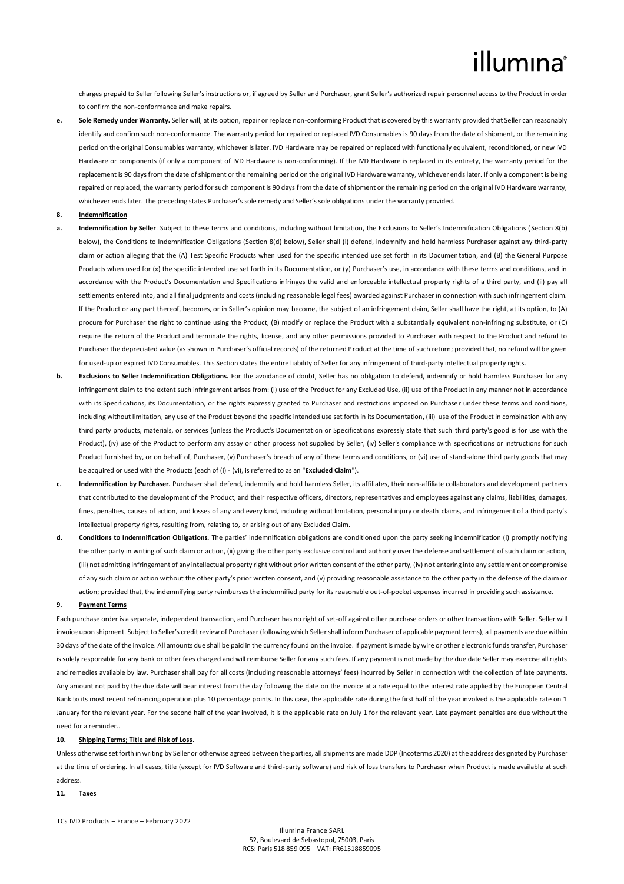charges prepaid to Seller following Seller's instructions or, if agreed by Seller and Purchaser, grant Seller's authorized repair personnel access to the Product in order to confirm the non-conformance and make repairs.

**e. Sole Remedy under Warranty.** Seller will, at its option, repair or replace non-conforming Product that is covered by this warranty provided that Seller can reasonably identify and confirm such non-conformance. The warranty period for repaired or replaced IVD Consumables is 90 days from the date of shipment, or the remaining period on the original Consumables warranty, whichever is later. IVD Hardware may be repaired or replaced with functionally equivalent, reconditioned, or new IVD Hardware or components (if only a component of IVD Hardware is non-conforming). If the IVD Hardware is replaced in its entirety, the warranty period for the replacement is 90 days from the date of shipment or the remaining period on the original IVD Hardware warranty, whichever ends later. If only a component is being repaired or replaced, the warranty period for such component is 90 days from the date of shipment or the remaining period on the original IVD Hardware warranty, whichever ends later. The preceding states Purchaser's sole remedy and Seller's sole obligations under the warranty provided.

**8. Indemnification**

**a. Indemnification by Seller**. Subject to these terms and conditions, including without limitation, the Exclusions to Seller's Indemnification Obligations (Section 8(b) below), the Conditions to Indemnification Obligations (Section 8(d) below), Seller shall (i) defend, indemnify and hold harmless Purchaser against any third-party claim or action alleging that the (A) Test Specific Products when used for the specific intended use set forth in its Documentation, and (B) the General Purpose Products when used for (x) the specific intended use set forth in its Documentation, or (y) Purchaser's use, in accordance with these terms and conditions, and in accordance with the Product's Documentation and Specifications infringes the valid and enforceable intellectual property rights of a third party, and (ii) pay all settlements entered into, and all final judgments and costs (including reasonable legal fees) awarded against Purchaser in connection with such infringement claim. If the Product or any part thereof, becomes, or in Seller's opinion may become, the subject of an infringement claim, Seller shall have the right, at its option, to (A) procure for Purchaser the right to continue using the Product, (B) modify or replace the Product with a substantially equivalent non-infringing substitute, or (C) require the return of the Product and terminate the rights, license, and any other permissions provided to Purchaser with respect to the Product and refund to Purchaser the depreciated value (as shown in Purchaser's official records) of the returned Product at the time of such return; provided that, no refund will be given for used-up or expired IVD Consumables. This Section states the entire liability of Seller for any infringement of third-party intellectual property rights.

**b. Exclusions to Seller Indemnification Obligations.** For the avoidance of doubt, Seller has no obligation to defend, indemnify or hold harmless Purchaser for any infringement claim to the extent such infringement arises from: (i) use of the Product for any Excluded Use, (ii) use of the Product in any manner not in accordance with its Specifications, its Documentation, or the rights expressly granted to Purchaser and restrictions imposed on Purchaser under these terms and conditions, including without limitation, any use of the Product beyond the specific intended use set forth in its Documentation, (iii) use of the Product in combination with any third party products, materials, or services (unless the Product's Documentation or Specifications expressly state that such third party's good is for use with the Product), (iv) use of the Product to perform any assay or other process not supplied by Seller, (iv) Seller's compliance with specifications or instructions for such Product furnished by, or on behalf of, Purchaser, (v) Purchaser's breach of any of these terms and conditions, or (vi) use of stand-alone third party goods that may be acquired or used with the Products (each of (i) - (vi), is referred to as an "**Excluded Claim**").

**c. Indemnification by Purchaser.** Purchaser shall defend, indemnify and hold harmless Seller, its affiliates, their non-affiliate collaborators and development partners that contributed to the development of the Product, and their respective officers, directors, representatives and employees against any claims, liabilities, damages, fines, penalties, causes of action, and losses of any and every kind, including without limitation, personal injury or death claims, and infringement of a third party's intellectual property rights, resulting from, relating to, or arising out of any Excluded Claim.

**d. Conditions to Indemnification Obligations.** The parties' indemnification obligations are conditioned upon the party seeking indemnification (i) promptly notifying the other party in writing of such claim or action, (ii) giving the other party exclusive control and authority over the defense and settlement of such claim or action, (iii) not admitting infringement of any intellectual property right without prior written consent of the other party, (iv) not entering into any settlement or compromise of any such claim or action without the other party's prior written consent, and (v) providing reasonable assistance to the other party in the defense of the claim or action; provided that, the indemnifying party reimburses the indemnified party for its reasonable out-of-pocket expenses incurred in providing such assistance.

**9. Payment Terms**

Each purchase order is a separate, independent transaction, and Purchaser has no right of set-off against other purchase orders or other transactions with Seller. Seller will invoice upon shipment. Subject to Seller's credit review of Purchaser (following which Seller shall inform Purchaser of applicable payment terms), all payments are due within 30 days of the date of the invoice. All amounts due shall be paid in the currency found on the invoice. If payment is made by wire or other electronic funds transfer, Purchaser is solely responsible for any bank or other fees charged and will reimburse Seller for any such fees. If any payment is not made by the due date Seller may exercise all rights and remedies available by law. Purchaser shall pay for all costs (including reasonable attorneys' fees) incurred by Seller in connection with the collection of late payments. Any amount not paid by the due date will bear interest from the day following the date on the invoice at a rate equal to the interest rate applied by the European Central Bank to its most recent refinancing operation plus 10 percentage points. In this case, the applicable rate during the first half of the year involved is the applicable rate on 1 January for the relevant year. For the second half of the year involved, it is the applicable rate on July 1 for the relevant year. Late payment penalties are due without the need for a reminder..

**10. Shipping Terms; Title and Risk of Loss**.

Unless otherwise set forth in writing by Seller or otherwise agreed between the parties, all shipments are made DDP (Incoterms 2020) at the address designated by Purchaser at the time of ordering. In all cases, title (except for IVD Software and third-party software) and risk of loss transfers to Purchaser when Product is made available at such address.

**11. Taxes**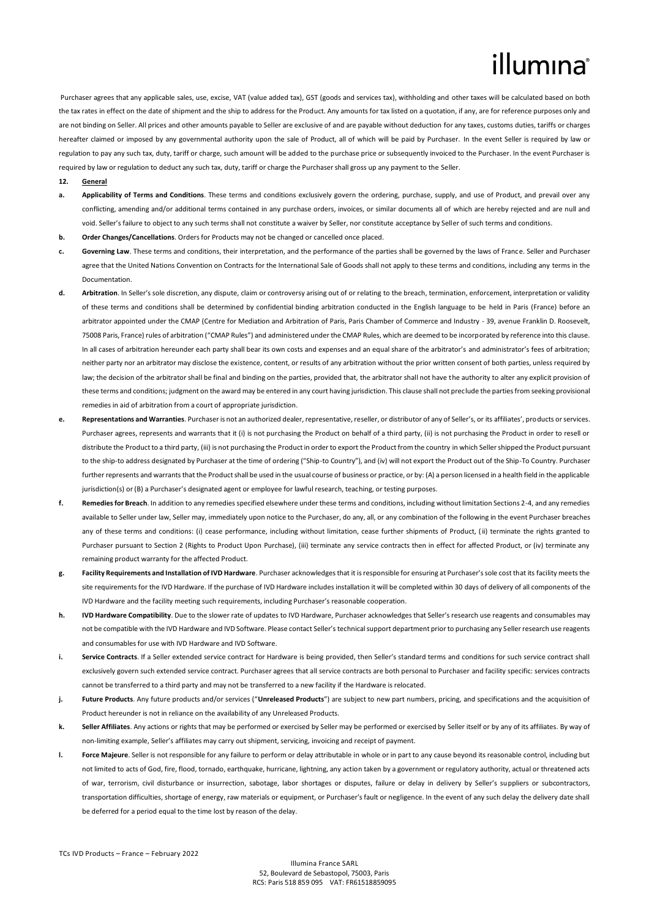Purchaser agrees that any applicable sales, use, excise, VAT (value added tax), GST (goods and services tax), withholding and other taxes will be calculated based on both the tax rates in effect on the date of shipment and the ship to address for the Product. Any amounts for tax listed on a quotation, if any, are for reference purposes only and are not binding on Seller. All prices and other amounts payable to Seller are exclusive of and are payable without deduction for any taxes, customs duties, tariffs or charges hereafter claimed or imposed by any governmental authority upon the sale of Product, all of which will be paid by Purchaser. In the event Seller is required by law or regulation to pay any such tax, duty, tariff or charge, such amount will be added to the purchase price or subsequently invoiced to the Purchaser. In the event Purchaser is required by law or regulation to deduct any such tax, duty, tariff or charge the Purchaser shall gross up any payment to the Seller.

**12. General**

**a. Applicability of Terms and Conditions**. These terms and conditions exclusively govern the ordering, purchase, supply, and use of Product, and prevail over any conflicting, amending and/or additional terms contained in any purchase orders, invoices, or similar documents all of which are hereby rejected and are null and void. Seller's failure to object to any such terms shall not constitute a waiver by Seller, nor constitute acceptance by Seller of such terms and conditions.

**b. Order Changes/Cancellations**. Orders for Products may not be changed or cancelled once placed.

**c. Governing Law**. These terms and conditions, their interpretation, and the performance of the parties shall be governed by the laws of France. Seller and Purchaser agree that the United Nations Convention on Contracts for the International Sale of Goods shall not apply to these terms and conditions, including any terms in the Documentation.

**d. Arbitration**. In Seller's sole discretion, any dispute, claim or controversy arising out of or relating to the breach, termination, enforcement, interpretation or validity of these terms and conditions shall be determined by confidential binding arbitration conducted in the English language to be held in Paris (France) before an arbitrator appointed under the CMAP (Centre for Mediation and Arbitration of Paris, Paris Chamber of Commerce and Industry - 39, avenue Franklin D. Roosevelt, 75008 Paris, France) rules of arbitration ("CMAP Rules") and administered under the CMAP Rules, which are deemed to be incorporated by reference into this clause. In all cases of arbitration hereunder each party shall bear its own costs and expenses and an equal share of the arbitrator's and administrator's fees of arbitration; neither party nor an arbitrator may disclose the existence, content, or results of any arbitration without the prior written consent of both parties, unless required by law; the decision of the arbitrator shall be final and binding on the parties, provided that, the arbitrator shall not have the authority to alter any explicit provision of these terms and conditions; judgment on the award may be entered in any court having jurisdiction. This clause shall not preclude the parties from seeking provisional remedies in aid of arbitration from a court of appropriate jurisdiction.

**e. Representations and Warranties**. Purchaser is not an authorized dealer, representative, reseller, or distributor of any of Seller's, or its affiliates', products or services. Purchaser agrees, represents and warrants that it (i) is not purchasing the Product on behalf of a third party, (ii) is not purchasing the Product in order to resell or distribute the Product to a third party, (iii) is not purchasing the Product in order to export the Product from the country in which Seller shipped the Product pursuant to the ship-to address designated by Purchaser at the time of ordering ("Ship-to Country"), and (iv) will not export the Product out of the Ship-To Country. Purchaser further represents and warrants that the Product shall be used in the usual course of business or practice, or by: (A) a person licensed in a health field in the applicable jurisdiction(s) or (B) a Purchaser's designated agent or employee for lawful research, teaching, or testing purposes.

**f. Remedies for Breach**. In addition to any remedies specified elsewhere under these terms and conditions, including without limitation Sections 2-4, and any remedies available to Seller under law, Seller may, immediately upon notice to the Purchaser, do any, all, or any combination of the following in the event Purchaser breaches any of these terms and conditions: (i) cease performance, including without limitation, cease further shipments of Product, (ii) terminate the rights granted to Purchaser pursuant to Section 2 (Rights to Product Upon Purchase), (iii) terminate any service contracts then in effect for affected Product, or (iv) terminate any remaining product warranty for the affected Product.

**g. Facility Requirements and Installation of IVD Hardware**. Purchaser acknowledges that it is responsible for ensuring at Purchaser's sole cost that its facility meets the site requirements for the IVD Hardware. If the purchase of IVD Hardware includes installation it will be completed within 30 days of delivery of all components of the IVD Hardware and the facility meeting such requirements, including Purchaser's reasonable cooperation.

**h. IVD Hardware Compatibility**. Due to the slower rate of updates to IVD Hardware, Purchaser acknowledges that Seller's research use reagents and consumables may not be compatible with the IVD Hardware and IVD Software. Please contact Seller's technical support department prior to purchasing any Seller research use reagents and consumables for use with IVD Hardware and IVD Software.

**i. Service Contracts**. If a Seller extended service contract for Hardware is being provided, then Seller's standard terms and conditions for such service contract shall exclusively govern such extended service contract. Purchaser agrees that all service contracts are both personal to Purchaser and facility specific: services contracts cannot be transferred to a third party and may not be transferred to a new facility if the Hardware is relocated.

**j. Future Products**. Any future products and/or services ("**Unreleased Products**") are subject to new part numbers, pricing, and specifications and the acquisition of Product hereunder is not in reliance on the availability of any Unreleased Products.

**k. Seller Affiliates**. Any actions or rights that may be performed or exercised by Seller may be performed or exercised by Seller itself or by any of its affiliates. By way of non-limiting example, Seller's affiliates may carry out shipment, servicing, invoicing and receipt of payment.

**l. Force Majeure**. Seller is not responsible for any failure to perform or delay attributable in whole or in part to any cause beyond its reasonable control, including but not limited to acts of God, fire, flood, tornado, earthquake, hurricane, lightning, any action taken by a government or regulatory authority, actual or threatened acts of war, terrorism, civil disturbance or insurrection, sabotage, labor shortages or disputes, failure or delay in delivery by Seller's suppliers or subcontractors, transportation difficulties, shortage of energy, raw materials or equipment, or Purchaser's fault or negligence. In the event of any such delay the delivery date shall be deferred for a period equal to the time lost by reason of the delay.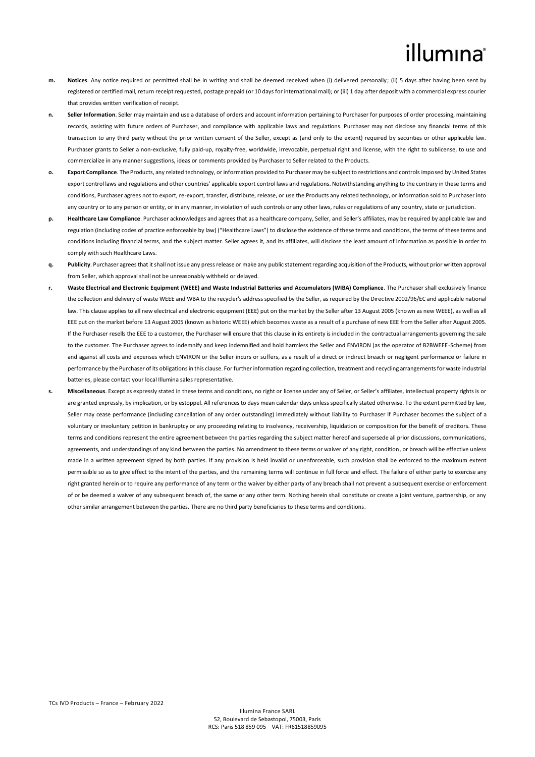- **m. Notices**. Any notice required or permitted shall be in writing and shall be deemed received when (i) delivered personally; (ii) 5 days after having been sent by registered or certified mail, return receipt requested, postage prepaid (or 10 days for international mail); or (iii) 1 day after deposit with a commercial express courier that provides written verification of receipt.
- **n. Seller Information**. Seller may maintain and use a database of orders and account information pertaining to Purchaser for purposes of order processing, maintaining records, assisting with future orders of Purchaser, and compliance with applicable laws and regulations. Purchaser may not disclose any financial terms of this transaction to any third party without the prior written consent of the Seller, except as (and only to the extent) required by securities or other applicable law. Purchaser grants to Seller a non-exclusive, fully paid-up, royalty-free, worldwide, irrevocable, perpetual right and license, with the right to sublicense, to use and commercialize in any manner suggestions, ideas or comments provided by Purchaser to Seller related to the Products.
- **o. Export Compliance**. The Products, any related technology, or information provided to Purchaser may be subject to restrictions and controls imposed by United States export control laws and regulations and other countries' applicable export control laws and regulations. Notwithstanding anything to the contrary in these terms and conditions, Purchaser agrees not to export, re-export, transfer, distribute, release, or use the Products any related technology, or information sold to Purchaser into any country or to any person or entity, or in any manner, in violation of such controls or any other laws, rules or regulations of any country, state or jurisdiction.
- **p. Healthcare Law Compliance**. Purchaser acknowledges and agrees that as a healthcare company, Seller, and Seller's affiliates, may be required by applicable law and regulation (including codes of practice enforceable by law) ("Healthcare Laws") to disclose the existence of these terms and conditions, the terms of these terms and conditions including financial terms, and the subject matter. Seller agrees it, and its affiliates, will disclose the least amount of information as possible in order to comply with such Healthcare Laws.
- **q. Publicity**. Purchaser agrees that it shall not issue any press release or make any public statement regarding acquisition of the Products, without prior written approval from Seller, which approval shall not be unreasonably withheld or delayed.
- **r. Waste Electrical and Electronic Equipment (WEEE) and Waste Industrial Batteries and Accumulators (WIBA) Compliance**. The Purchaser shall exclusively finance the collection and delivery of waste WEEE and WBA to the recycler's address specified by the Seller, as required by the Directive 2002/96/EC and applicable national law. This clause applies to all new electrical and electronic equipment (EEE) put on the market by the Seller after 13 August 2005 (known as new WEEE), as well as all EEE put on the market before 13 August 2005 (known as historic WEEE) which becomes waste as a result of a purchase of new EEE from the Seller after August 2005. If the Purchaser resells the EEE to a customer, the Purchaser will ensure that this clause in its entirety is included in the contractual arrangements governing the sale to the customer. The Purchaser agrees to indemnify and keep indemnified and hold harmless the Seller and ENVIRON (as the operator of B2BWEEE-Scheme) from and against all costs and expenses which ENVIRON or the Seller incurs or suffers, as a result of a direct or indirect breach or negligent performance or failure in performance by the Purchaser of its obligations in this clause. For further information regarding collection, treatment and recycling arrangements for waste industrial batteries, please contact your local Illumina sales representative.
- **s. Miscellaneous**. Except as expressly stated in these terms and conditions, no right or license under any of Seller, or Seller's affiliates, intellectual property rights is or are granted expressly, by implication, or by estoppel. All references to days mean calendar days unless specifically stated otherwise. To the extent permitted by law, Seller may cease performance (including cancellation of any order outstanding) immediately without liability to Purchaser if Purchaser becomes the subject of a voluntary or involuntary petition in bankruptcy or any proceeding relating to insolvency, receivership, liquidation or composition for the benefit of creditors. These terms and conditions represent the entire agreement between the parties regarding the subject matter hereof and supersede all prior discussions, communications, agreements, and understandings of any kind between the parties. No amendment to these terms or waiver of any right, condition, or breach will be effective unless made in a written agreement signed by both parties. If any provision is held invalid or unenforceable, such provision shall be enforced to the maximum extent permissible so as to give effect to the intent of the parties, and the remaining terms will continue in full force and effect. The failure of either party to exercise any right granted herein or to require any performance of any term or the waiver by either party of any breach shall not prevent a subsequent exercise or enforcement of or be deemed a waiver of any subsequent breach of, the same or any other term. Nothing herein shall constitute or create a joint venture, partnership, or any other similar arrangement between the parties. There are no third party beneficiaries to these terms and conditions.